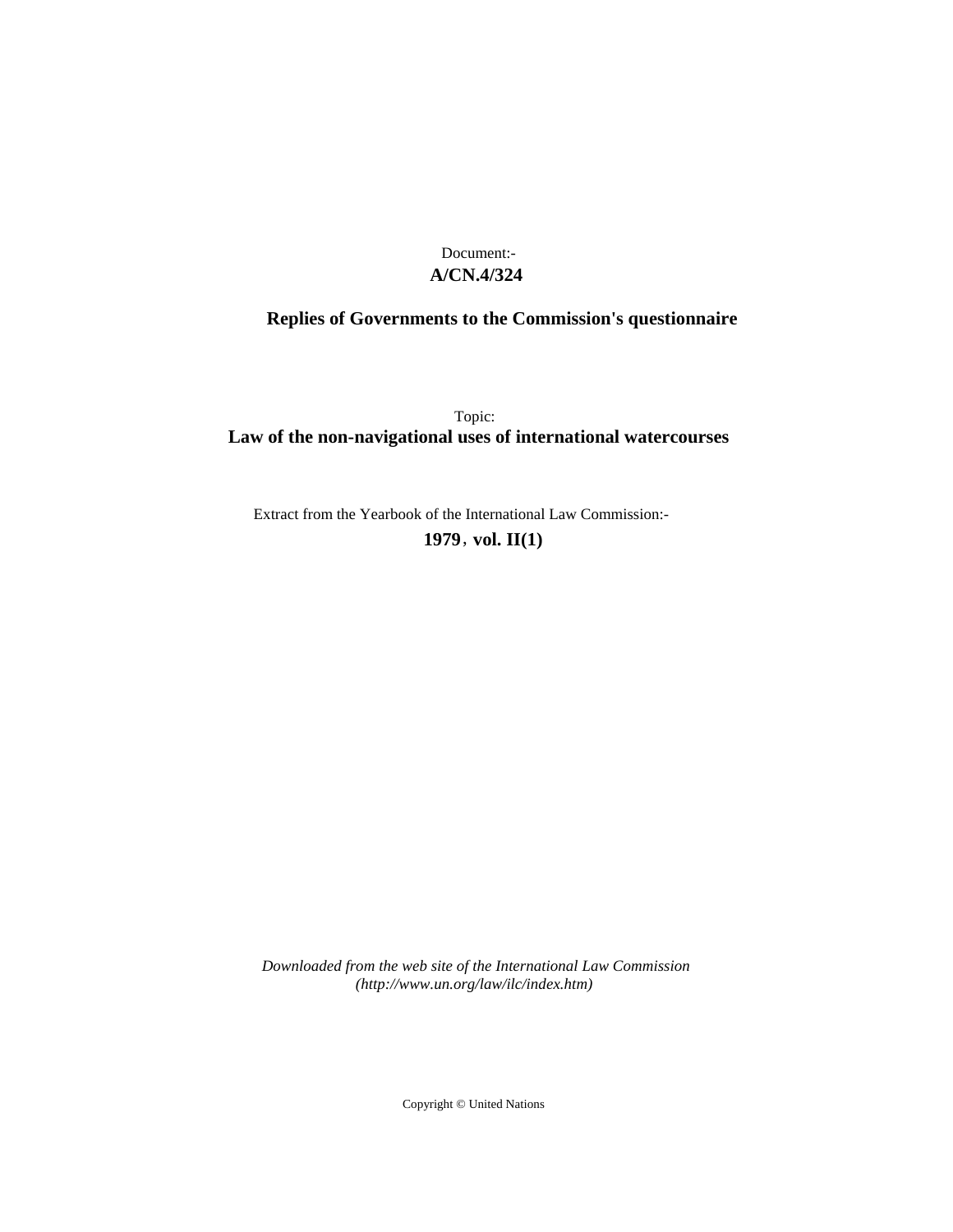Document:-
**A/CN.4/324**

**Replies of Governments to the Commission's questionnaire**

Topic:
**Law of the non-navigational uses of international watercourses**

Extract from the Yearbook of the International Law Commission:-
**1979, vol. II(1)**

*Downloaded from the web site of the International Law Commission*
*(http://www.un.org/law/ilc/index.htm)*

Copyright © United Nations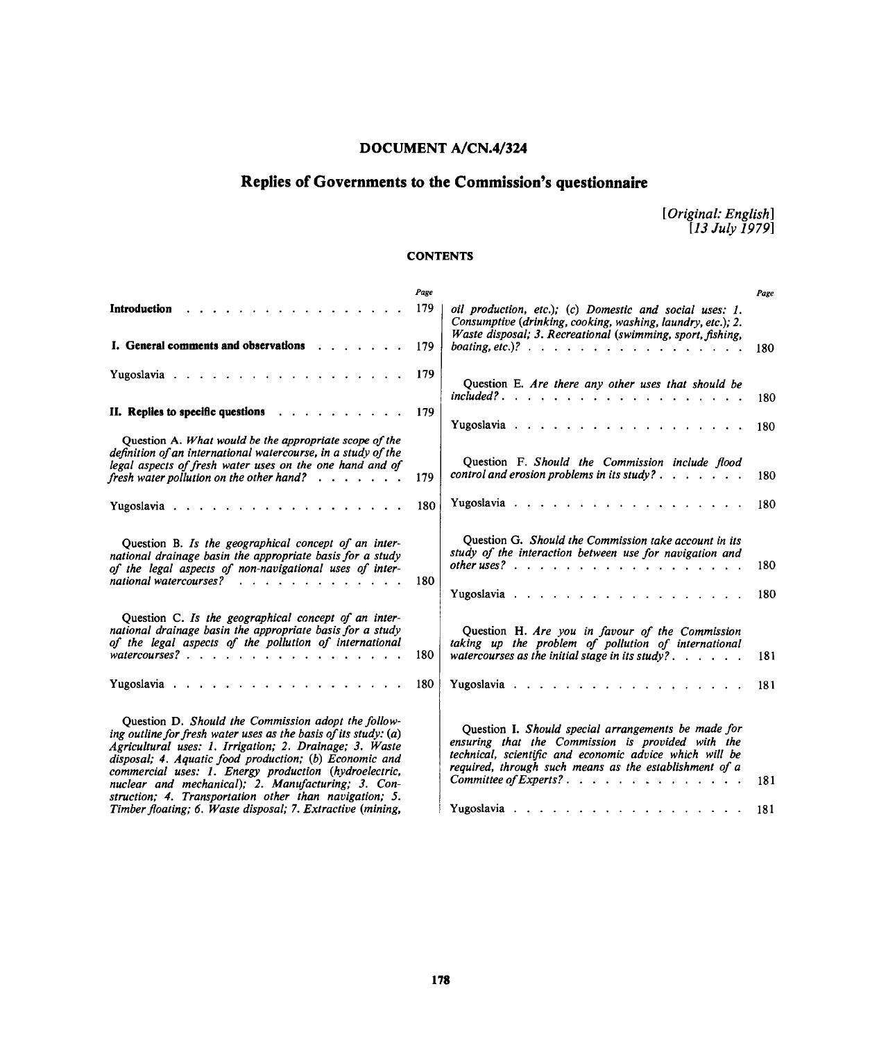# DOCUMENT A/CN.4/324

## Replies of Governments to the Commission's questionnaire

*[Original: English]*
*[13 July 1979]*

### CONTENTS

| | Page |
|---|---|
| **Introduction** | 179 |
| **I. General comments and observations** | 179 |
| Yugoslavia | 179 |
| **II. Replies to specific questions** | 179 |
| Question A. *What would be the appropriate scope of the definition of an international watercourse, in a study of the legal aspects of fresh water uses on the one hand and of fresh water pollution on the other hand?* | 179 |
| Yugoslavia | 180 |
| Question B. *Is the geographical concept of an international drainage basin the appropriate basis for a study of the legal aspects of non-navigational uses of international watercourses?* | 180 |
| Question C. *Is the geographical concept of an international drainage basin the appropriate basis for a study of the legal aspects of the pollution of international watercourses?* | 180 |
| Yugoslavia | 180 |
| Question D. *Should the Commission adopt the following outline for fresh water uses as the basis of its study: (a) Agricultural uses: 1. Irrigation; 2. Drainage; 3. Waste disposal; 4. Aquatic food production; (b) Economic and commercial uses: 1. Energy production (hydroelectric, nuclear and mechanical); 2. Manufacturing; 3. Construction; 4. Transportation other than navigation; 5. Timber floating; 6. Waste disposal; 7. Extractive (mining, oil production, etc.); (c) Domestic and social uses: 1. Consumptive (drinking, cooking, washing, laundry, etc.); 2. Waste disposal; 3. Recreational (swimming, sport, fishing, boating, etc.)?* | 180 |
| Question E. *Are there any other uses that should be included?* | 180 |
| Yugoslavia | 180 |
| Question F. *Should the Commission include flood control and erosion problems in its study?* | 180 |
| Yugoslavia | 180 |
| Question G. *Should the Commission take account in its study of the interaction between use for navigation and other uses?* | 180 |
| Yugoslavia | 180 |
| Question H. *Are you in favour of the Commission taking up the problem of pollution of international watercourses as the initial stage in its study?* | 181 |
| Yugoslavia | 181 |
| Question I. *Should special arrangements be made for ensuring that the Commission is provided with the technical, scientific and economic advice which will be required, through such means as the establishment of a Committee of Experts?* | 181 |
| Yugoslavia | 181 |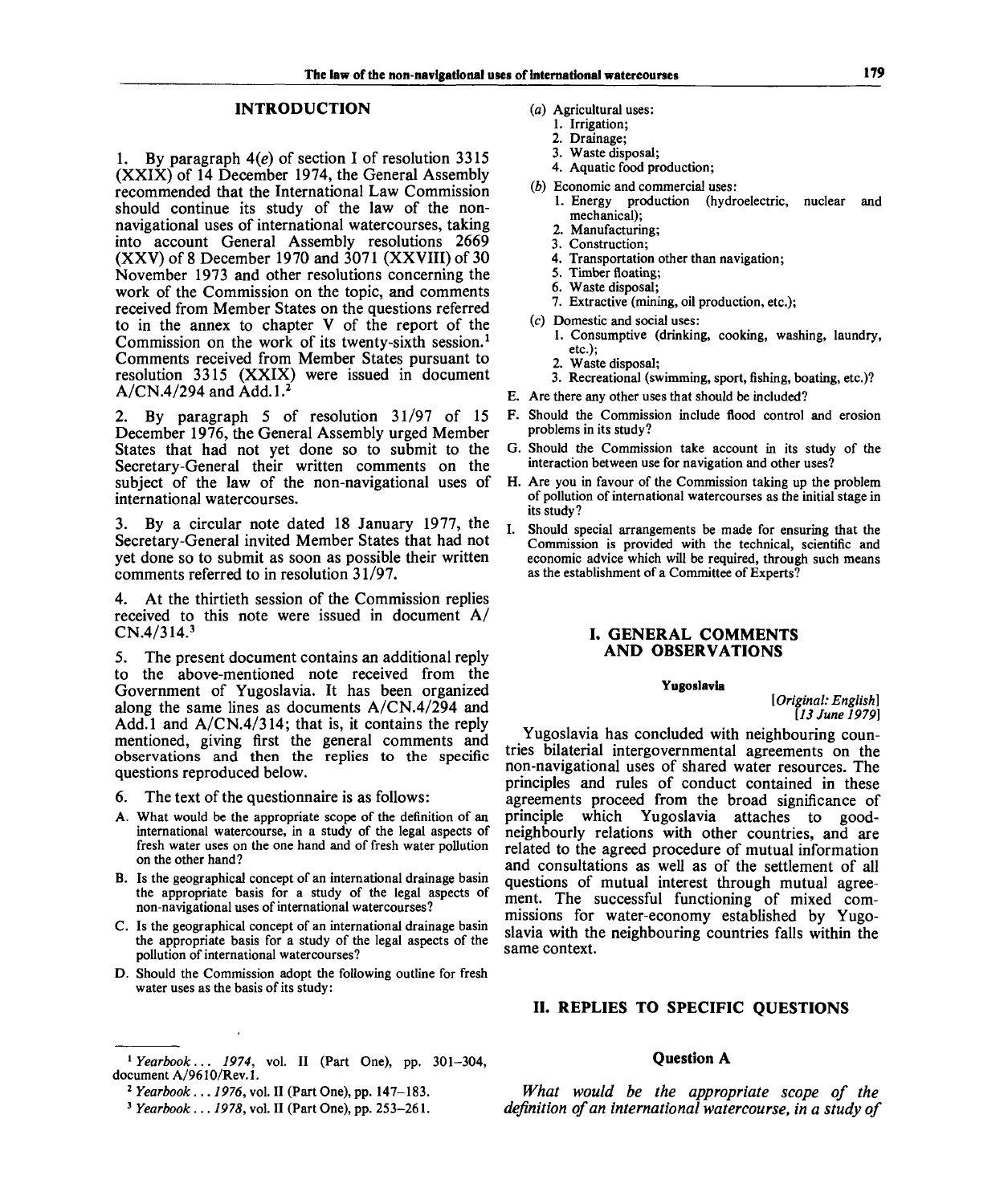## INTRODUCTION

1. By paragraph 4(*e*) of section I of resolution 3315 (XXIX) of 14 December 1974, the General Assembly recommended that the International Law Commission should continue its study of the law of the non-navigational uses of international watercourses, taking into account General Assembly resolutions 2669 (XXV) of 8 December 1970 and 3071 (XXVIII) of 30 November 1973 and other resolutions concerning the work of the Commission on the topic, and comments received from Member States on the questions referred to in the annex to chapter V of the report of the Commission on the work of its twenty-sixth session.[1] Comments received from Member States pursuant to resolution 3315 (XXIX) were issued in document A/CN.4/294 and Add.1.[2]

2. By paragraph 5 of resolution 31/97 of 15 December 1976, the General Assembly urged Member States that had not yet done so to submit to the Secretary-General their written comments on the subject of the law of the non-navigational uses of international watercourses.

3. By a circular note dated 18 January 1977, the Secretary-General invited Member States that had not yet done so to submit as soon as possible their written comments referred to in resolution 31/97.

4. At the thirtieth session of the Commission replies received to this note were issued in document A/CN.4/314.[3]

5. The present document contains an additional reply to the above-mentioned note received from the Government of Yugoslavia. It has been organized along the same lines as documents A/CN.4/294 and Add.1 and A/CN.4/314; that is, it contains the reply mentioned, giving first the general comments and observations and then the replies to the specific questions reproduced below.

6. The text of the questionnaire is as follows:

A. What would be the appropriate scope of the definition of an international watercourse, in a study of the legal aspects of fresh water uses on the one hand and of fresh water pollution on the other hand?

B. Is the geographical concept of an international drainage basin the appropriate basis for a study of the legal aspects of non-navigational uses of international watercourses?

C. Is the geographical concept of an international drainage basin the appropriate basis for a study of the legal aspects of the pollution of international watercourses?

D. Should the Commission adopt the following outline for fresh water uses as the basis of its study:

(*a*) Agricultural uses:
1. Irrigation;
2. Drainage;
3. Waste disposal;
4. Aquatic food production;

(*b*) Economic and commercial uses:
1. Energy production (hydroelectric, nuclear and mechanical);
2. Manufacturing;
3. Construction;
4. Transportation other than navigation;
5. Timber floating;
6. Waste disposal;
7. Extractive (mining, oil production, etc.);

(*c*) Domestic and social uses:
1. Consumptive (drinking, cooking, washing, laundry, etc.);
2. Waste disposal;
3. Recreational (swimming, sport, fishing, boating, etc.)?

E. Are there any other uses that should be included?

F. Should the Commission include flood control and erosion problems in its study?

G. Should the Commission take account in its study of the interaction between use for navigation and other uses?

H. Are you in favour of the Commission taking up the problem of pollution of international watercourses as the initial stage in its study?

I. Should special arrangements be made for ensuring that the Commission is provided with the technical, scientific and economic advice which will be required, through such means as the establishment of a Committee of Experts?

## I. GENERAL COMMENTS AND OBSERVATIONS

### Yugoslavia

*[Original: English]*
*[13 June 1979]*

Yugoslavia has concluded with neighbouring countries bilateral intergovernmental agreements on the non-navigational uses of shared water resources. The principles and rules of conduct contained in these agreements proceed from the broad significance of principle which Yugoslavia attaches to good-neighbourly relations with other countries, and are related to the agreed procedure of mutual information and consultations as well as of the settlement of all questions of mutual interest through mutual agreement. The successful functioning of mixed commissions for water-economy established by Yugoslavia with the neighbouring countries falls within the same context.

## II. REPLIES TO SPECIFIC QUESTIONS

### Question A

*What would be the appropriate scope of the definition of an international watercourse, in a study of*

---

[1] *Yearbook... 1974*, vol. II (Part One), pp. 301–304, document A/9610/Rev.1.

[2] *Yearbook... 1976*, vol. II (Part One), pp. 147–183.

[3] *Yearbook... 1978*, vol. II (Part One), pp. 253–261.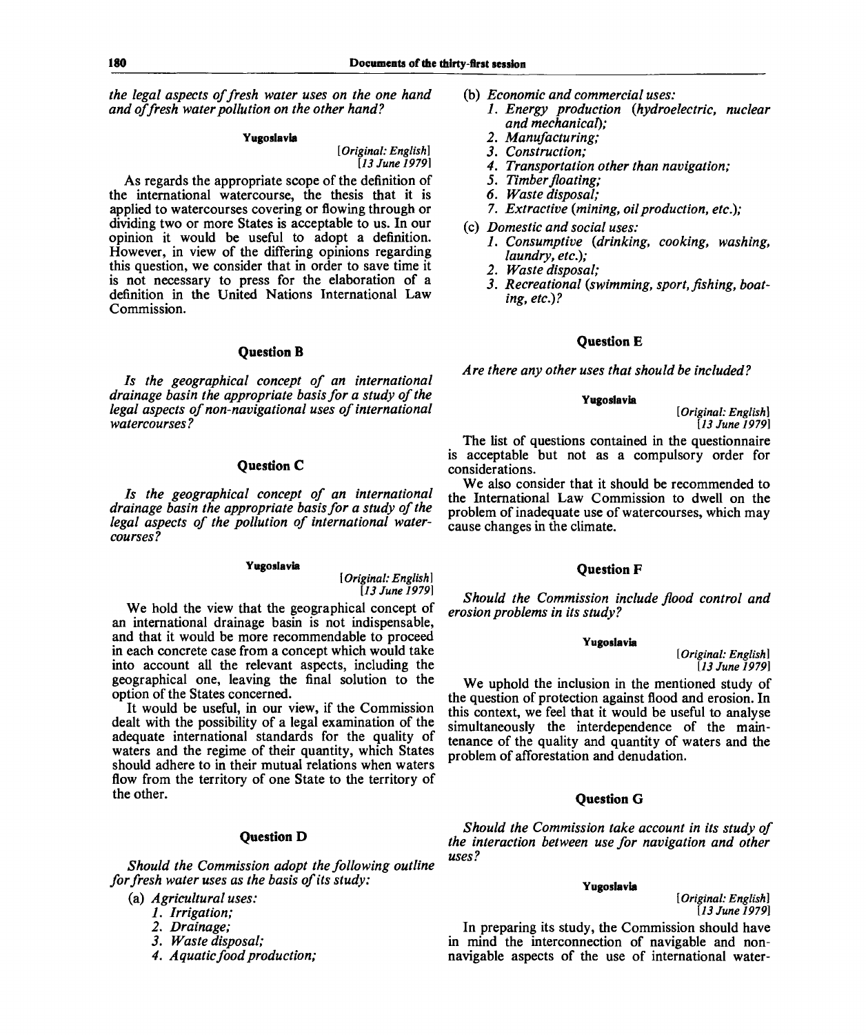*the legal aspects of fresh water uses on the one hand and of fresh water pollution on the other hand?*

**Yugoslavia**

[*Original: English*]
[*13 June 1979*]

As regards the appropriate scope of the definition of the international watercourse, the thesis that it is applied to watercourses covering or flowing through or dividing two or more States is acceptable to us. In our opinion it would be useful to adopt a definition. However, in view of the differing opinions regarding this question, we consider that in order to save time it is not necessary to press for the elaboration of a definition in the United Nations International Law Commission.

### Question B

*Is the geographical concept of an international drainage basin the appropriate basis for a study of the legal aspects of non-navigational uses of international watercourses?*

### Question C

*Is the geographical concept of an international drainage basin the appropriate basis for a study of the legal aspects of the pollution of international watercourses?*

**Yugoslavia**

[*Original: English*]
[*13 June 1979*]

We hold the view that the geographical concept of an international drainage basin is not indispensable, and that it would be more recommendable to proceed in each concrete case from a concept which would take into account all the relevant aspects, including the geographical one, leaving the final solution to the option of the States concerned.

It would be useful, in our view, if the Commission dealt with the possibility of a legal examination of the adequate international standards for the quality of waters and the regime of their quantity, which States should adhere to in their mutual relations when waters flow from the territory of one State to the territory of the other.

### Question D

*Should the Commission adopt the following outline for fresh water uses as the basis of its study:*

(a) *Agricultural uses:*
   1. *Irrigation;*
   2. *Drainage;*
   3. *Waste disposal;*
   4. *Aquatic food production;*

(b) *Economic and commercial uses:*
   1. *Energy production (hydroelectric, nuclear and mechanical);*
   2. *Manufacturing;*
   3. *Construction;*
   4. *Transportation other than navigation;*
   5. *Timber floating;*
   6. *Waste disposal;*
   7. *Extractive (mining, oil production, etc.);*

(c) *Domestic and social uses:*
   1. *Consumptive (drinking, cooking, washing, laundry, etc.);*
   2. *Waste disposal;*
   3. *Recreational (swimming, sport, fishing, boating, etc.)?*

### Question E

*Are there any other uses that should be included?*

**Yugoslavia**

[*Original: English*]
[*13 June 1979*]

The list of questions contained in the questionnaire is acceptable but not as a compulsory order for considerations.

We also consider that it should be recommended to the International Law Commission to dwell on the problem of inadequate use of watercourses, which may cause changes in the climate.

### Question F

*Should the Commission include flood control and erosion problems in its study?*

**Yugoslavia**

[*Original: English*]
[*13 June 1979*]

We uphold the inclusion in the mentioned study of the question of protection against flood and erosion. In this context, we feel that it would be useful to analyse simultaneously the interdependence of the maintenance of the quality and quantity of waters and the problem of afforestation and denudation.

### Question G

*Should the Commission take account in its study of the interaction between use for navigation and other uses?*

**Yugoslavia**

[*Original: English*]
[*13 June 1979*]

In preparing its study, the Commission should have in mind the interconnection of navigable and non-navigable aspects of the use of international water-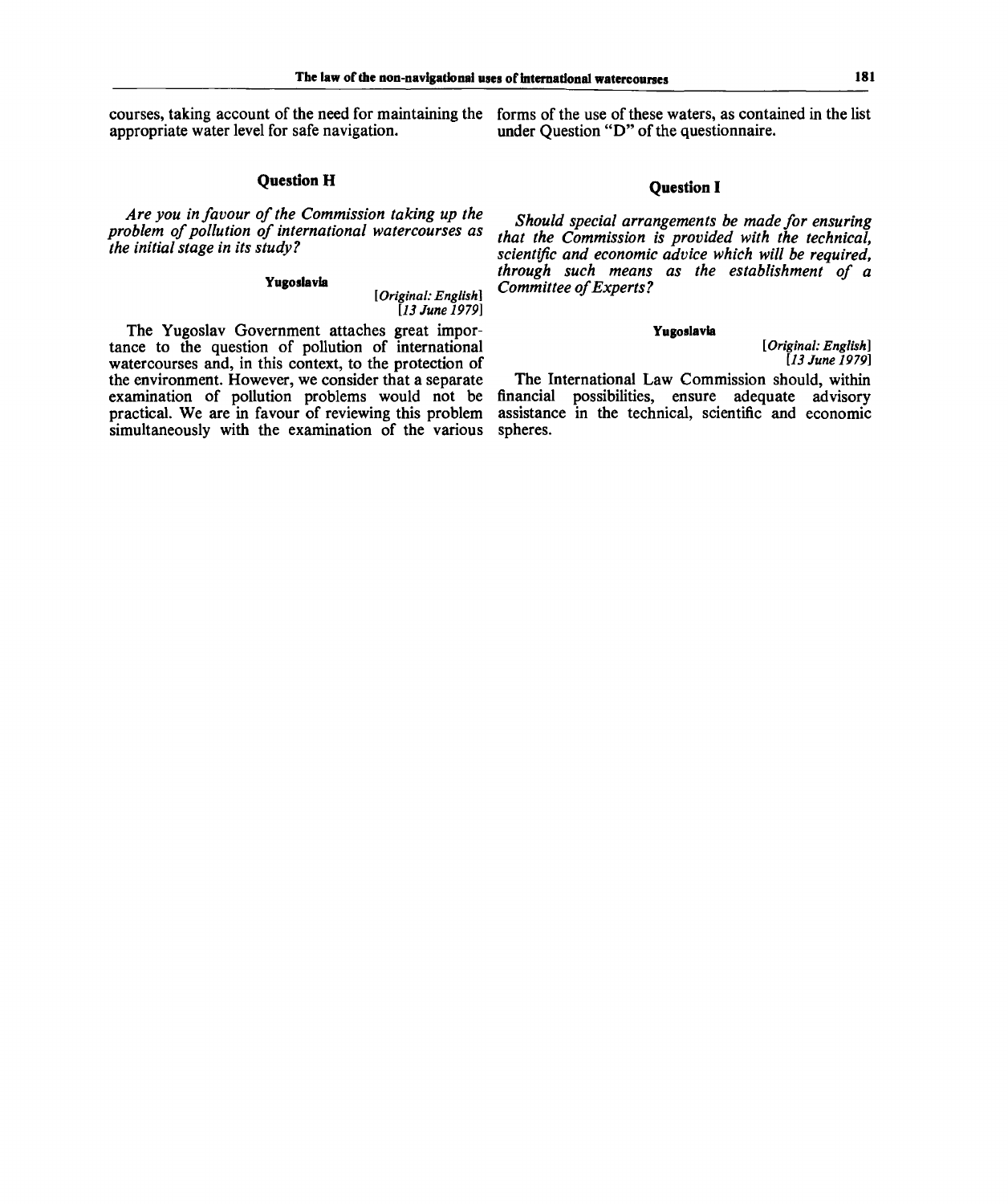courses, taking account of the need for maintaining the appropriate water level for safe navigation.

### Question H

*Are you in favour of the Commission taking up the problem of pollution of international watercourses as the initial stage in its study?*

**Yugoslavia**

[*Original: English*]
[*13 June 1979*]

The Yugoslav Government attaches great importance to the question of pollution of international watercourses and, in this context, to the protection of the environment. However, we consider that a separate examination of pollution problems would not be practical. We are in favour of reviewing this problem simultaneously with the examination of the various forms of the use of these waters, as contained in the list under Question "D" of the questionnaire.

### Question I

*Should special arrangements be made for ensuring that the Commission is provided with the technical, scientific and economic advice which will be required, through such means as the establishment of a Committee of Experts?*

**Yugoslavia**

[*Original: English*]
[*13 June 1979*]

The International Law Commission should, within financial possibilities, ensure adequate advisory assistance in the technical, scientific and economic spheres.